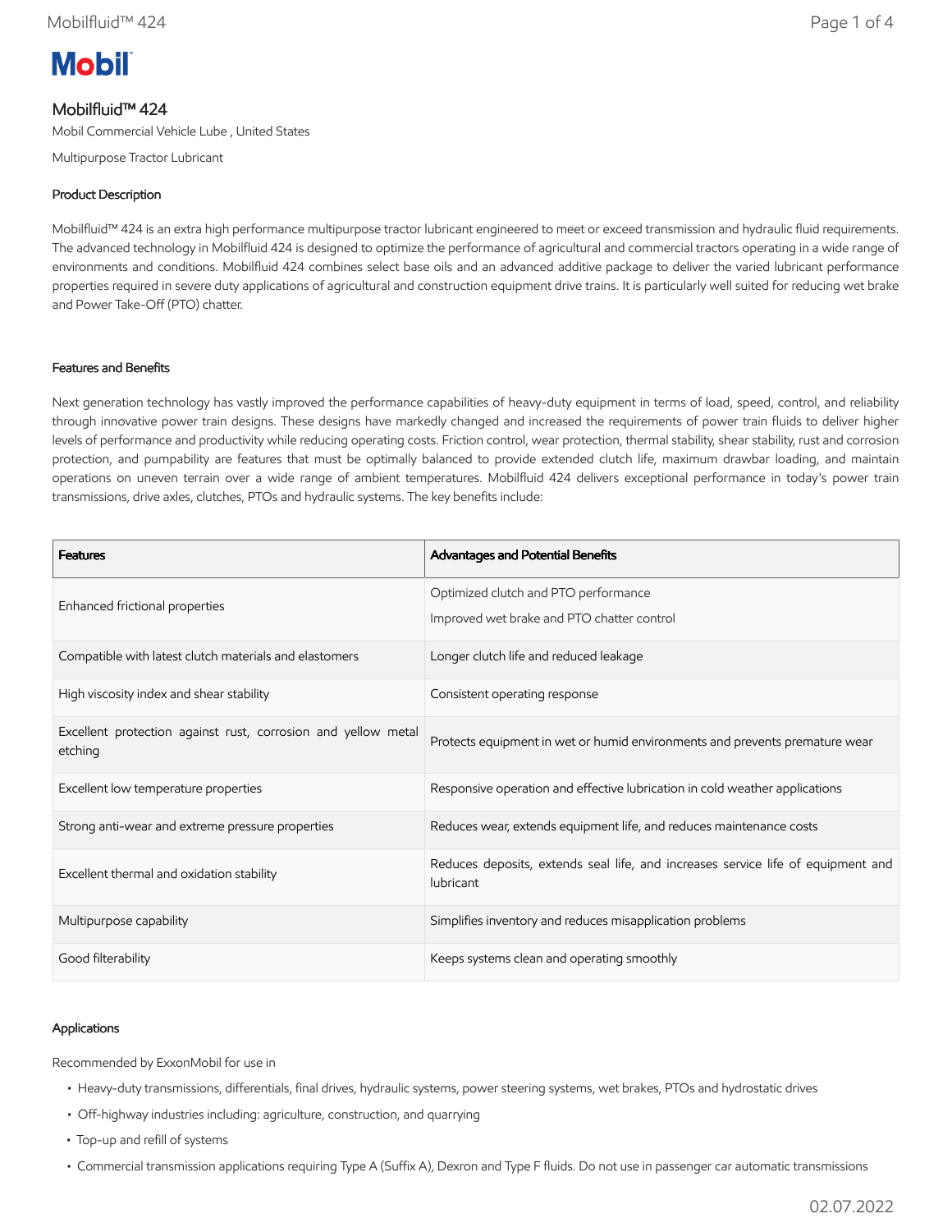# Mobilfluid™ 424

Mobil Commercial Vehicle Lube , United States

Multipurpose Tractor Lubricant

## Product Description

Mobilfluid™ 424 is an extra high performance multipurpose tractor lubricant engineered to meet or exceed transmission and hydraulic fluid requirements. The advanced technology in Mobilfluid 424 is designed to optimize the performance of agricultural and commercial tractors operating in a wide range of environments and conditions. Mobilfluid 424 combines select base oils and an advanced additive package to deliver the varied lubricant performance properties required in severe duty applications of agricultural and construction equipment drive trains. It is particularly well suited for reducing wet brake and Power Take-Off (PTO) chatter.

## Features and Benefits

Next generation technology has vastly improved the performance capabilities of heavy-duty equipment in terms of load, speed, control, and reliability through innovative power train designs. These designs have markedly changed and increased the requirements of power train fluids to deliver higher levels of performance and productivity while reducing operating costs. Friction control, wear protection, thermal stability, shear stability, rust and corrosion protection, and pumpability are features that must be optimally balanced to provide extended clutch life, maximum drawbar loading, and maintain operations on uneven terrain over a wide range of ambient temperatures. Mobilfluid 424 delivers exceptional performance in today's power train transmissions, drive axles, clutches, PTOs and hydraulic systems. The key benefits include:

| Features | Advantages and Potential Benefits |
| --- | --- |
| Enhanced frictional properties | Optimized clutch and PTO performance<br>Improved wet brake and PTO chatter control |
| Compatible with latest clutch materials and elastomers | Longer clutch life and reduced leakage |
| High viscosity index and shear stability | Consistent operating response |
| Excellent protection against rust, corrosion and yellow metal etching | Protects equipment in wet or humid environments and prevents premature wear |
| Excellent low temperature properties | Responsive operation and effective lubrication in cold weather applications |
| Strong anti-wear and extreme pressure properties | Reduces wear, extends equipment life, and reduces maintenance costs |
| Excellent thermal and oxidation stability | Reduces deposits, extends seal life, and increases service life of equipment and lubricant |
| Multipurpose capability | Simplifies inventory and reduces misapplication problems |
| Good filterability | Keeps systems clean and operating smoothly |

## Applications

Recommended by ExxonMobil for use in

- Heavy-duty transmissions, differentials, final drives, hydraulic systems, power steering systems, wet brakes, PTOs and hydrostatic drives
- Off-highway industries including: agriculture, construction, and quarrying
- Top-up and refill of systems
- Commercial transmission applications requiring Type A (Suffix A), Dexron and Type F fluids. Do not use in passenger car automatic transmissions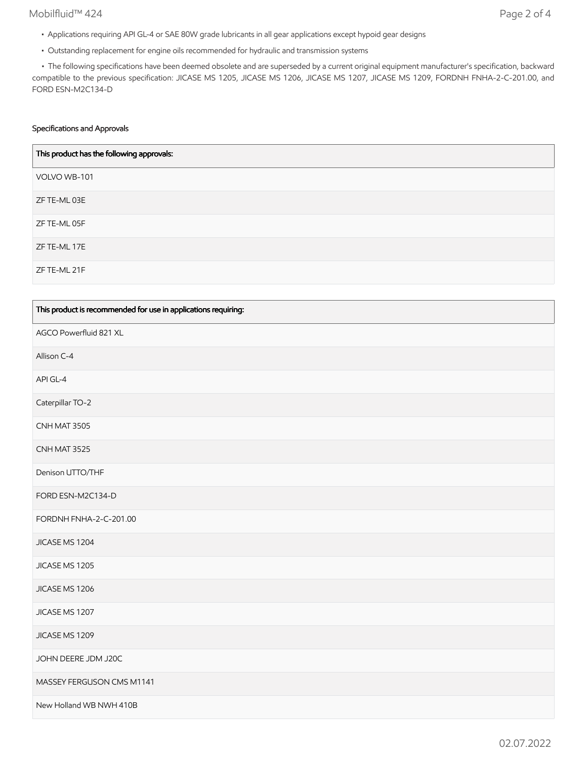- Applications requiring API GL-4 or SAE 80W grade lubricants in all gear applications except hypoid gear designs
- Outstanding replacement for engine oils recommended for hydraulic and transmission systems
- The following specifications have been deemed obsolete and are superseded by a current original equipment manufacturer's specification, backward compatible to the previous specification: JICASE MS 1205, JICASE MS 1206, JICASE MS 1207, JICASE MS 1209, FORDNH FNHA-2-C-201.00, and FORD ESN-M2C134-D

## Specifications and Approvals

| This product has the following approvals: |
|---|
| VOLVO WB-101 |
| ZF TE-ML 03E |
| ZF TE-ML 05F |
| ZF TE-ML 17E |
| ZF TE-ML 21F |

| This product is recommended for use in applications requiring: |
|---|
| AGCO Powerfluid 821 XL |
| Allison C-4 |
| API GL-4 |
| Caterpillar TO-2 |
| CNH MAT 3505 |
| CNH MAT 3525 |
| Denison UTTO/THF |
| FORD ESN-M2C134-D |
| FORDNH FNHA-2-C-201.00 |
| JICASE MS 1204 |
| JICASE MS 1205 |
| JICASE MS 1206 |
| JICASE MS 1207 |
| JICASE MS 1209 |
| JOHN DEERE JDM J20C |
| MASSEY FERGUSON CMS M1141 |
| New Holland WB NWH 410B |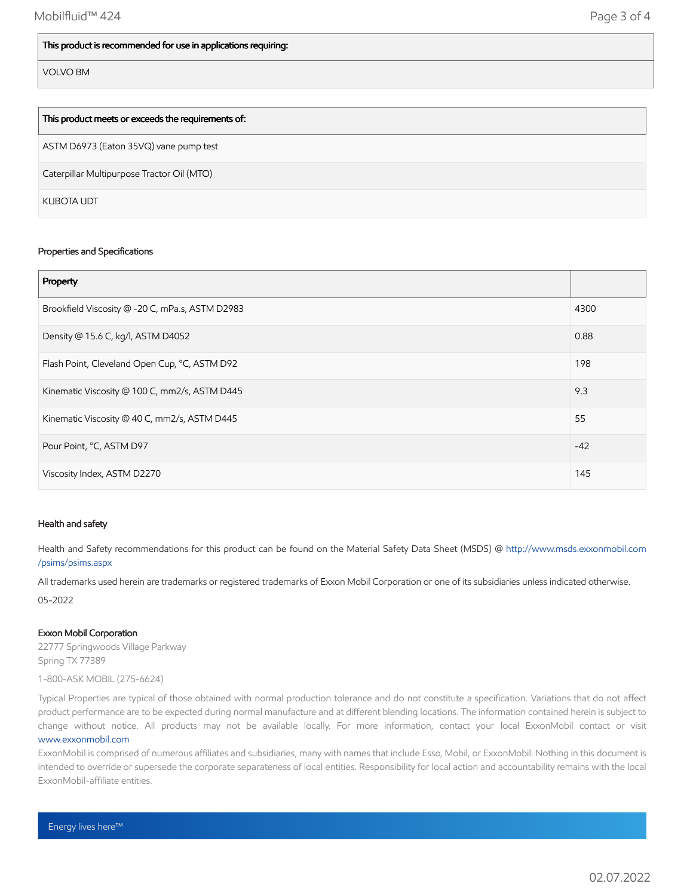| This product is recommended for use in applications requiring: |
|---|
| VOLVO BM |

| This product meets or exceeds the requirements of: |
|---|
| ASTM D6973 (Eaton 35VQ) vane pump test |
| Caterpillar Multipurpose Tractor Oil (MTO) |
| KUBOTA UDT |

### Properties and Specifications

| Property | |
|---|---|
| Brookfield Viscosity @ -20 C, mPa.s, ASTM D2983 | 4300 |
| Density @ 15.6 C, kg/l, ASTM D4052 | 0.88 |
| Flash Point, Cleveland Open Cup, °C, ASTM D92 | 198 |
| Kinematic Viscosity @ 100 C, mm2/s, ASTM D445 | 9.3 |
| Kinematic Viscosity @ 40 C, mm2/s, ASTM D445 | 55 |
| Pour Point, °C, ASTM D97 | -42 |
| Viscosity Index, ASTM D2270 | 145 |

### Health and safety

Health and Safety recommendations for this product can be found on the Material Safety Data Sheet (MSDS) @ http://www.msds.exxonmobil.com/psims/psims.aspx

All trademarks used herein are trademarks or registered trademarks of Exxon Mobil Corporation or one of its subsidiaries unless indicated otherwise.

05-2022

**Exxon Mobil Corporation**
22777 Springwoods Village Parkway
Spring TX 77389

1-800-ASK MOBIL (275-6624)

Typical Properties are typical of those obtained with normal production tolerance and do not constitute a specification. Variations that do not affect product performance are to be expected during normal manufacture and at different blending locations. The information contained herein is subject to change without notice. All products may not be available locally. For more information, contact your local ExxonMobil contact or visit www.exxonmobil.com

ExxonMobil is comprised of numerous affiliates and subsidiaries, many with names that include Esso, Mobil, or ExxonMobil. Nothing in this document is intended to override or supersede the corporate separateness of local entities. Responsibility for local action and accountability remains with the local ExxonMobil-affiliate entities.

Energy lives here™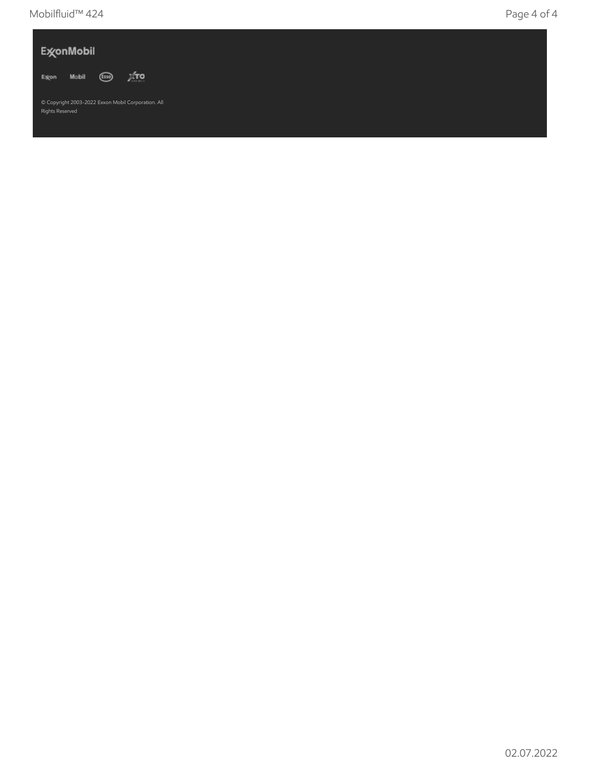ExxonMobil

Exxon Mobil Esso XTO

© Copyright 2003-2022 Exxon Mobil Corporation. All Rights Reserved